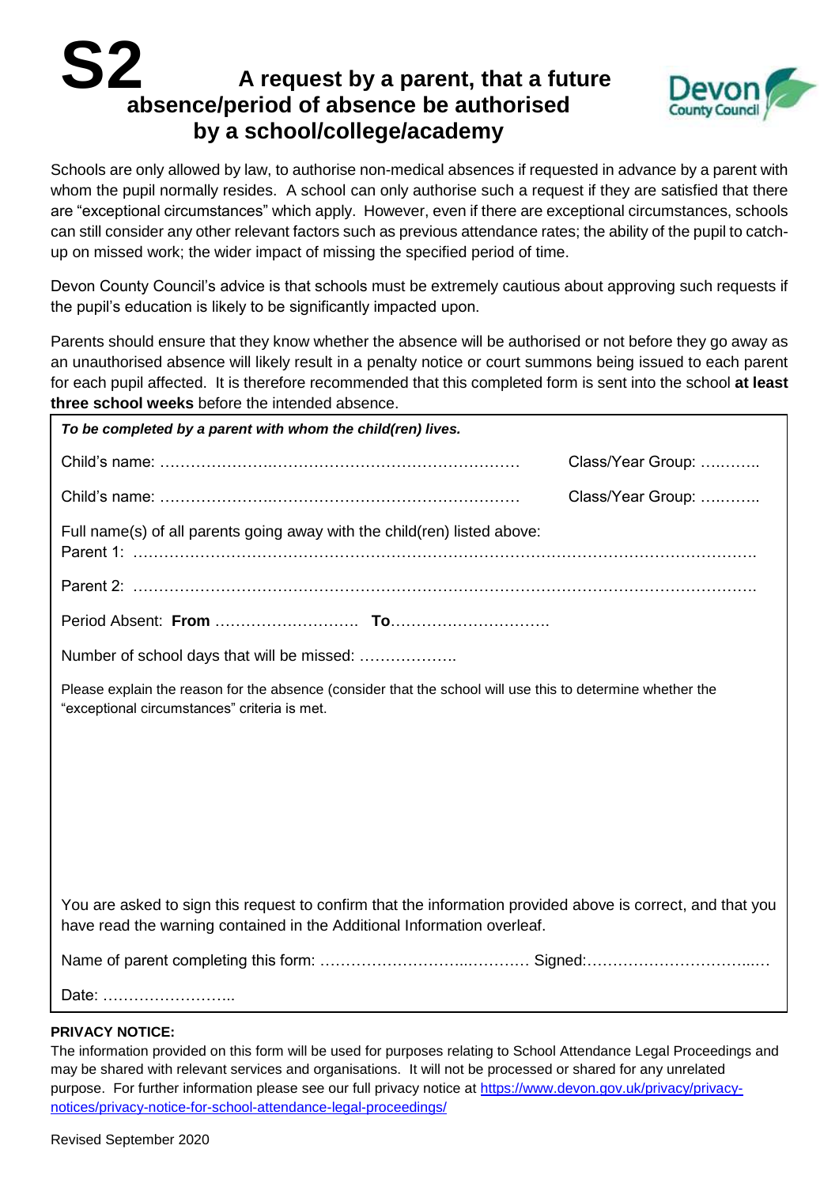# S2 A request by a parent, that a future absence/period of absence be authorised by a school/college/academy

Devon County Council

Schools are only allowed by law, to authorise non-medical absences if requested in advance by a parent with whom the pupil normally resides. A school can only authorise such a request if they are satisfied that there are "exceptional circumstances" which apply. However, even if there are exceptional circumstances, schools can still consider any other relevant factors such as previous attendance rates; the ability of the pupil to catch-up on missed work; the wider impact of missing the specified period of time.

Devon County Council's advice is that schools must be extremely cautious about approving such requests if the pupil's education is likely to be significantly impacted upon.

Parents should ensure that they know whether the absence will be authorised or not before they go away as an unauthorised absence will likely result in a penalty notice or court summons being issued to each parent for each pupil affected. It is therefore recommended that this completed form is sent into the school **at least three school weeks** before the intended absence.

***To be completed by a parent with whom the child(ren) lives.***

Child's name: ……………………………………………………………… Class/Year Group: ………..

Child's name: ……………………………………………………………… Class/Year Group: ………..

Full name(s) of all parents going away with the child(ren) listed above:

Parent 1: ……………………………………………………………………………………………………

Parent 2: ……………………………………………………………………………………………………

Period Absent: **From** ………………………. **To**………………………….

Number of school days that will be missed: ………………..

Please explain the reason for the absence (consider that the school will use this to determine whether the "exceptional circumstances" criteria is met.

You are asked to sign this request to confirm that the information provided above is correct, and that you have read the warning contained in the Additional Information overleaf.

Name of parent completing this form: ………………………..………… Signed:……………………………..…

Date: ……………………..

**PRIVACY NOTICE:**

The information provided on this form will be used for purposes relating to School Attendance Legal Proceedings and may be shared with relevant services and organisations. It will not be processed or shared for any unrelated purpose. For further information please see our full privacy notice at https://www.devon.gov.uk/privacy/privacy-notices/privacy-notice-for-school-attendance-legal-proceedings/

Revised September 2020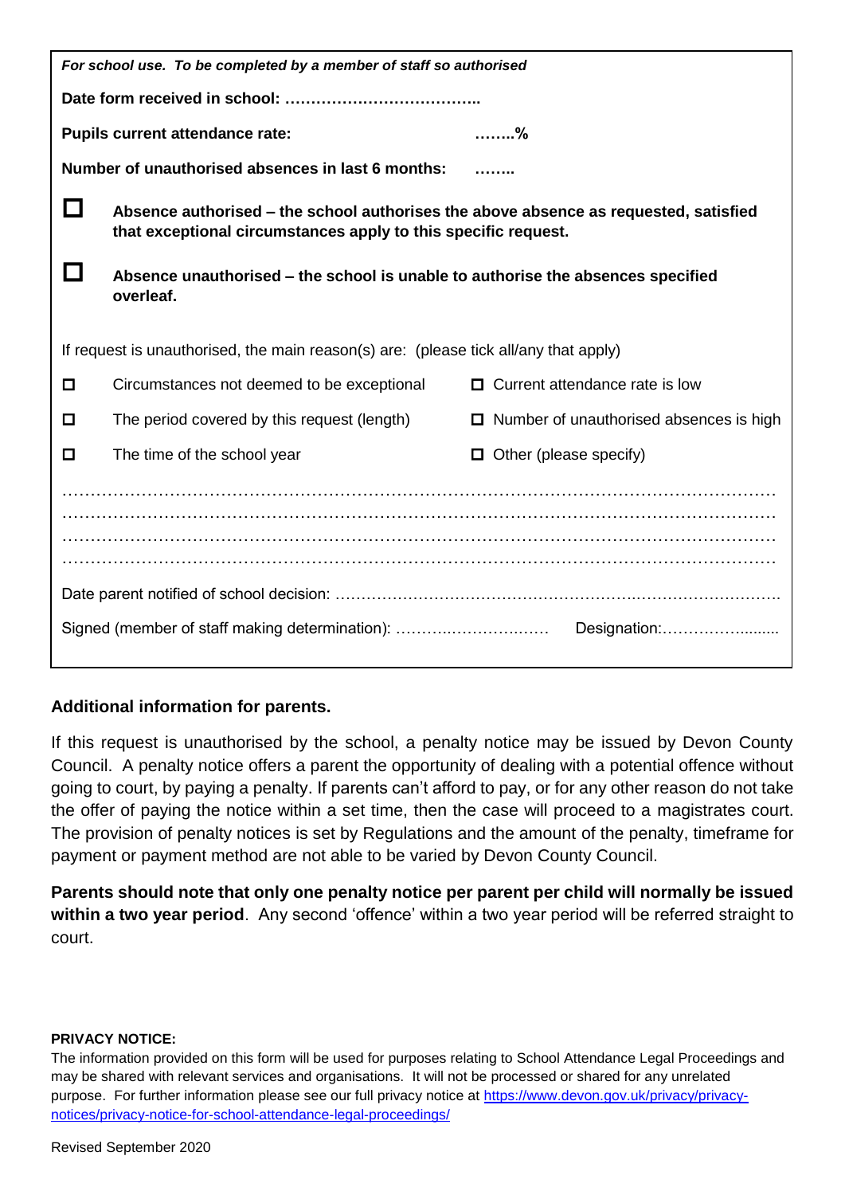***For school use. To be completed by a member of staff so authorised***

**Date form received in school: ………………………………..**

**Pupils current attendance rate: ……..%**

**Number of unauthorised absences in last 6 months: ……..**

☐ **Absence authorised – the school authorises the above absence as requested, satisfied that exceptional circumstances apply to this specific request.**

☐ **Absence unauthorised – the school is unable to authorise the absences specified overleaf.**

If request is unauthorised, the main reason(s) are: (please tick all/any that apply)

| | |
|---|---|
| ☐ Circumstances not deemed to be exceptional | ☐ Current attendance rate is low |
| ☐ The period covered by this request (length) | ☐ Number of unauthorised absences is high |
| ☐ The time of the school year | ☐ Other (please specify) |

…………………………………………………………………………………………………………
…………………………………………………………………………………………………………
…………………………………………………………………………………………………………
…………………………………………………………………………………………………………

Date parent notified of school decision: ……………………………………………………………………….

Signed (member of staff making determination): ……………………………… Designation:…………………........

**Additional information for parents.**

If this request is unauthorised by the school, a penalty notice may be issued by Devon County Council. A penalty notice offers a parent the opportunity of dealing with a potential offence without going to court, by paying a penalty. If parents can't afford to pay, or for any other reason do not take the offer of paying the notice within a set time, then the case will proceed to a magistrates court. The provision of penalty notices is set by Regulations and the amount of the penalty, timeframe for payment or payment method are not able to be varied by Devon County Council.

**Parents should note that only one penalty notice per parent per child will normally be issued within a two year period**. Any second 'offence' within a two year period will be referred straight to court.

**PRIVACY NOTICE:**

The information provided on this form will be used for purposes relating to School Attendance Legal Proceedings and may be shared with relevant services and organisations. It will not be processed or shared for any unrelated purpose. For further information please see our full privacy notice at [https://www.devon.gov.uk/privacy/privacy-notices/privacy-notice-for-school-attendance-legal-proceedings/](https://www.devon.gov.uk/privacy/privacy-notices/privacy-notice-for-school-attendance-legal-proceedings/)

Revised September 2020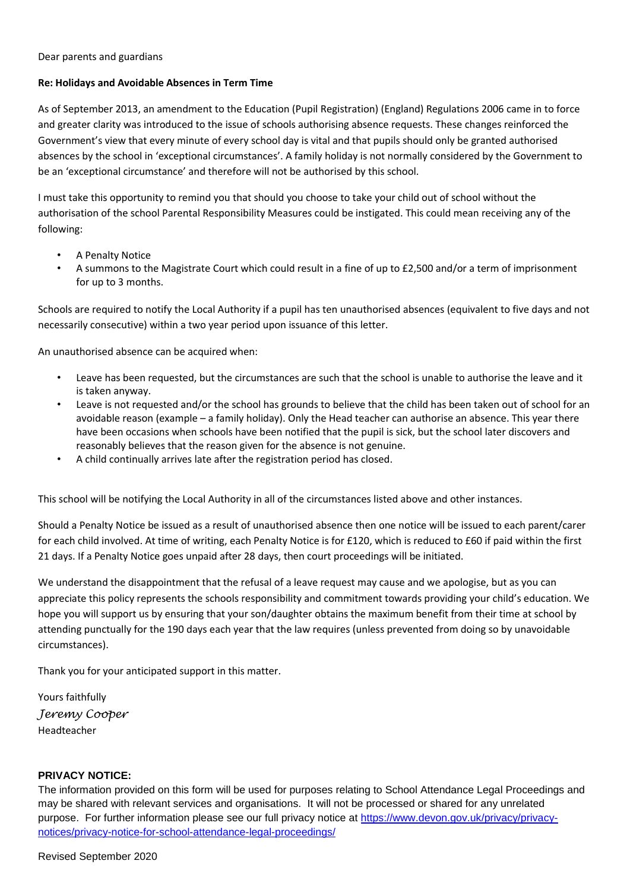Dear parents and guardians

**Re: Holidays and Avoidable Absences in Term Time**

As of September 2013, an amendment to the Education (Pupil Registration) (England) Regulations 2006 came in to force and greater clarity was introduced to the issue of schools authorising absence requests. These changes reinforced the Government's view that every minute of every school day is vital and that pupils should only be granted authorised absences by the school in 'exceptional circumstances'. A family holiday is not normally considered by the Government to be an 'exceptional circumstance' and therefore will not be authorised by this school.

I must take this opportunity to remind you that should you choose to take your child out of school without the authorisation of the school Parental Responsibility Measures could be instigated. This could mean receiving any of the following:

- A Penalty Notice
- A summons to the Magistrate Court which could result in a fine of up to £2,500 and/or a term of imprisonment for up to 3 months.

Schools are required to notify the Local Authority if a pupil has ten unauthorised absences (equivalent to five days and not necessarily consecutive) within a two year period upon issuance of this letter.

An unauthorised absence can be acquired when:

- Leave has been requested, but the circumstances are such that the school is unable to authorise the leave and it is taken anyway.
- Leave is not requested and/or the school has grounds to believe that the child has been taken out of school for an avoidable reason (example – a family holiday). Only the Head teacher can authorise an absence. This year there have been occasions when schools have been notified that the pupil is sick, but the school later discovers and reasonably believes that the reason given for the absence is not genuine.
- A child continually arrives late after the registration period has closed.

This school will be notifying the Local Authority in all of the circumstances listed above and other instances.

Should a Penalty Notice be issued as a result of unauthorised absence then one notice will be issued to each parent/carer for each child involved. At time of writing, each Penalty Notice is for £120, which is reduced to £60 if paid within the first 21 days. If a Penalty Notice goes unpaid after 28 days, then court proceedings will be initiated.

We understand the disappointment that the refusal of a leave request may cause and we apologise, but as you can appreciate this policy represents the schools responsibility and commitment towards providing your child's education. We hope you will support us by ensuring that your son/daughter obtains the maximum benefit from their time at school by attending punctually for the 190 days each year that the law requires (unless prevented from doing so by unavoidable circumstances).

Thank you for your anticipated support in this matter.

Yours faithfully

*Jeremy Cooper*

Headteacher

**PRIVACY NOTICE:**

The information provided on this form will be used for purposes relating to School Attendance Legal Proceedings and may be shared with relevant services and organisations. It will not be processed or shared for any unrelated purpose. For further information please see our full privacy notice at https://www.devon.gov.uk/privacy/privacy-notices/privacy-notice-for-school-attendance-legal-proceedings/

Revised September 2020